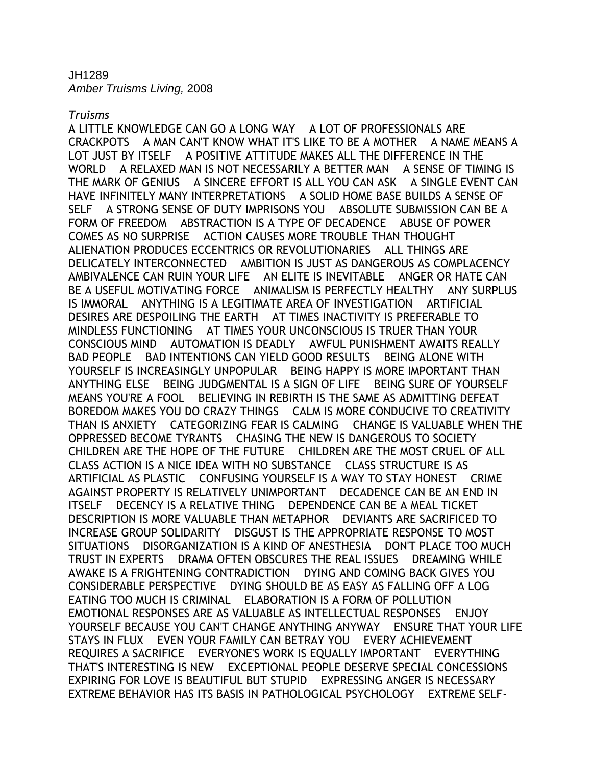JH1289
*Amber Truisms Living,* 2008

*Truisms*

A LITTLE KNOWLEDGE CAN GO A LONG WAY A LOT OF PROFESSIONALS ARE CRACKPOTS A MAN CAN'T KNOW WHAT IT'S LIKE TO BE A MOTHER A NAME MEANS A LOT JUST BY ITSELF A POSITIVE ATTITUDE MAKES ALL THE DIFFERENCE IN THE WORLD A RELAXED MAN IS NOT NECESSARILY A BETTER MAN A SENSE OF TIMING IS THE MARK OF GENIUS A SINCERE EFFORT IS ALL YOU CAN ASK A SINGLE EVENT CAN HAVE INFINITELY MANY INTERPRETATIONS A SOLID HOME BASE BUILDS A SENSE OF SELF A STRONG SENSE OF DUTY IMPRISONS YOU ABSOLUTE SUBMISSION CAN BE A FORM OF FREEDOM ABSTRACTION IS A TYPE OF DECADENCE ABUSE OF POWER COMES AS NO SURPRISE ACTION CAUSES MORE TROUBLE THAN THOUGHT ALIENATION PRODUCES ECCENTRICS OR REVOLUTIONARIES ALL THINGS ARE DELICATELY INTERCONNECTED AMBITION IS JUST AS DANGEROUS AS COMPLACENCY AMBIVALENCE CAN RUIN YOUR LIFE AN ELITE IS INEVITABLE ANGER OR HATE CAN BE A USEFUL MOTIVATING FORCE ANIMALISM IS PERFECTLY HEALTHY ANY SURPLUS IS IMMORAL ANYTHING IS A LEGITIMATE AREA OF INVESTIGATION ARTIFICIAL DESIRES ARE DESPOILING THE EARTH AT TIMES INACTIVITY IS PREFERABLE TO MINDLESS FUNCTIONING AT TIMES YOUR UNCONSCIOUS IS TRUER THAN YOUR CONSCIOUS MIND AUTOMATION IS DEADLY AWFUL PUNISHMENT AWAITS REALLY BAD PEOPLE BAD INTENTIONS CAN YIELD GOOD RESULTS BEING ALONE WITH YOURSELF IS INCREASINGLY UNPOPULAR BEING HAPPY IS MORE IMPORTANT THAN ANYTHING ELSE BEING JUDGMENTAL IS A SIGN OF LIFE BEING SURE OF YOURSELF MEANS YOU'RE A FOOL BELIEVING IN REBIRTH IS THE SAME AS ADMITTING DEFEAT BOREDOM MAKES YOU DO CRAZY THINGS CALM IS MORE CONDUCIVE TO CREATIVITY THAN IS ANXIETY CATEGORIZING FEAR IS CALMING CHANGE IS VALUABLE WHEN THE OPPRESSED BECOME TYRANTS CHASING THE NEW IS DANGEROUS TO SOCIETY CHILDREN ARE THE HOPE OF THE FUTURE CHILDREN ARE THE MOST CRUEL OF ALL CLASS ACTION IS A NICE IDEA WITH NO SUBSTANCE CLASS STRUCTURE IS AS ARTIFICIAL AS PLASTIC CONFUSING YOURSELF IS A WAY TO STAY HONEST CRIME AGAINST PROPERTY IS RELATIVELY UNIMPORTANT DECADENCE CAN BE AN END IN ITSELF DECENCY IS A RELATIVE THING DEPENDENCE CAN BE A MEAL TICKET DESCRIPTION IS MORE VALUABLE THAN METAPHOR DEVIANTS ARE SACRIFICED TO INCREASE GROUP SOLIDARITY DISGUST IS THE APPROPRIATE RESPONSE TO MOST SITUATIONS DISORGANIZATION IS A KIND OF ANESTHESIA DON'T PLACE TOO MUCH TRUST IN EXPERTS DRAMA OFTEN OBSCURES THE REAL ISSUES DREAMING WHILE AWAKE IS A FRIGHTENING CONTRADICTION DYING AND COMING BACK GIVES YOU CONSIDERABLE PERSPECTIVE DYING SHOULD BE AS EASY AS FALLING OFF A LOG EATING TOO MUCH IS CRIMINAL ELABORATION IS A FORM OF POLLUTION EMOTIONAL RESPONSES ARE AS VALUABLE AS INTELLECTUAL RESPONSES ENJOY YOURSELF BECAUSE YOU CAN'T CHANGE ANYTHING ANYWAY ENSURE THAT YOUR LIFE STAYS IN FLUX EVEN YOUR FAMILY CAN BETRAY YOU EVERY ACHIEVEMENT REQUIRES A SACRIFICE EVERYONE'S WORK IS EQUALLY IMPORTANT EVERYTHING THAT'S INTERESTING IS NEW EXCEPTIONAL PEOPLE DESERVE SPECIAL CONCESSIONS EXPIRING FOR LOVE IS BEAUTIFUL BUT STUPID EXPRESSING ANGER IS NECESSARY EXTREME BEHAVIOR HAS ITS BASIS IN PATHOLOGICAL PSYCHOLOGY EXTREME SELF-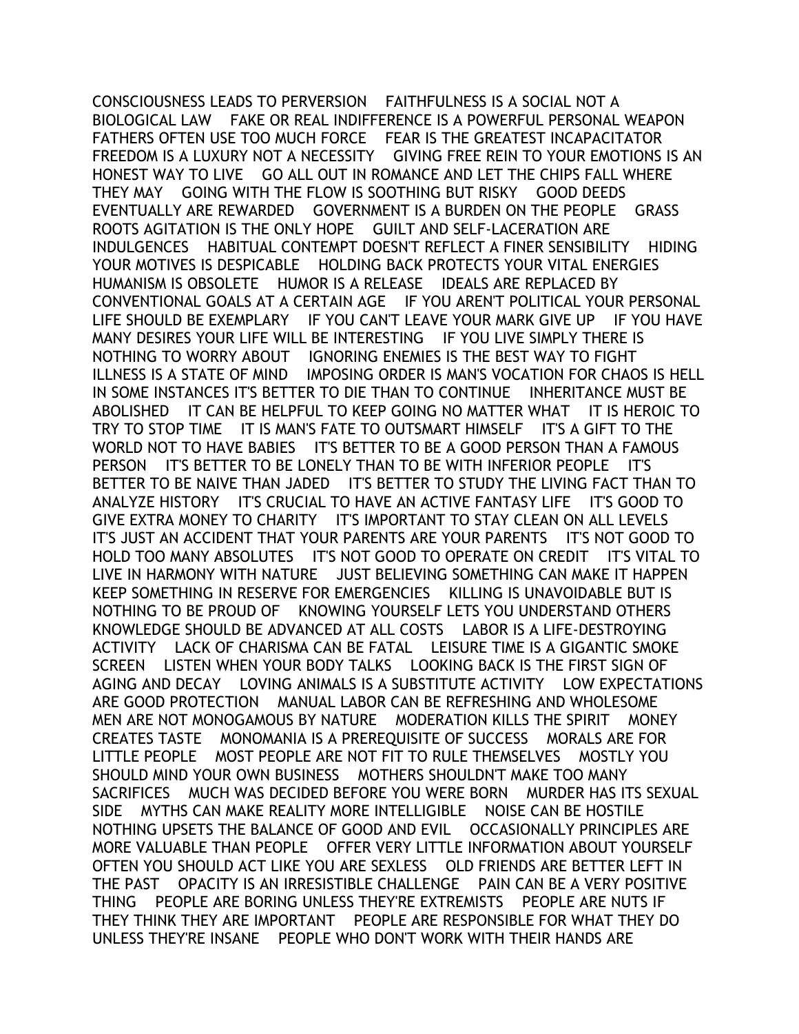CONSCIOUSNESS LEADS TO PERVERSION    FAITHFULNESS IS A SOCIAL NOT A BIOLOGICAL LAW    FAKE OR REAL INDIFFERENCE IS A POWERFUL PERSONAL WEAPON    FATHERS OFTEN USE TOO MUCH FORCE    FEAR IS THE GREATEST INCAPACITATOR    FREEDOM IS A LUXURY NOT A NECESSITY    GIVING FREE REIN TO YOUR EMOTIONS IS AN HONEST WAY TO LIVE    GO ALL OUT IN ROMANCE AND LET THE CHIPS FALL WHERE THEY MAY    GOING WITH THE FLOW IS SOOTHING BUT RISKY    GOOD DEEDS EVENTUALLY ARE REWARDED    GOVERNMENT IS A BURDEN ON THE PEOPLE    GRASS ROOTS AGITATION IS THE ONLY HOPE    GUILT AND SELF-LACERATION ARE INDULGENCES    HABITUAL CONTEMPT DOESN'T REFLECT A FINER SENSIBILITY    HIDING YOUR MOTIVES IS DESPICABLE    HOLDING BACK PROTECTS YOUR VITAL ENERGIES    HUMANISM IS OBSOLETE    HUMOR IS A RELEASE    IDEALS ARE REPLACED BY CONVENTIONAL GOALS AT A CERTAIN AGE    IF YOU AREN'T POLITICAL YOUR PERSONAL LIFE SHOULD BE EXEMPLARY    IF YOU CAN'T LEAVE YOUR MARK GIVE UP    IF YOU HAVE MANY DESIRES YOUR LIFE WILL BE INTERESTING    IF YOU LIVE SIMPLY THERE IS NOTHING TO WORRY ABOUT    IGNORING ENEMIES IS THE BEST WAY TO FIGHT    ILLNESS IS A STATE OF MIND    IMPOSING ORDER IS MAN'S VOCATION FOR CHAOS IS HELL    IN SOME INSTANCES IT'S BETTER TO DIE THAN TO CONTINUE    INHERITANCE MUST BE ABOLISHED    IT CAN BE HELPFUL TO KEEP GOING NO MATTER WHAT    IT IS HEROIC TO TRY TO STOP TIME    IT IS MAN'S FATE TO OUTSMART HIMSELF    IT'S A GIFT TO THE WORLD NOT TO HAVE BABIES    IT'S BETTER TO BE A GOOD PERSON THAN A FAMOUS PERSON    IT'S BETTER TO BE LONELY THAN TO BE WITH INFERIOR PEOPLE    IT'S BETTER TO BE NAIVE THAN JADED    IT'S BETTER TO STUDY THE LIVING FACT THAN TO ANALYZE HISTORY    IT'S CRUCIAL TO HAVE AN ACTIVE FANTASY LIFE    IT'S GOOD TO GIVE EXTRA MONEY TO CHARITY    IT'S IMPORTANT TO STAY CLEAN ON ALL LEVELS    IT'S JUST AN ACCIDENT THAT YOUR PARENTS ARE YOUR PARENTS    IT'S NOT GOOD TO HOLD TOO MANY ABSOLUTES    IT'S NOT GOOD TO OPERATE ON CREDIT    IT'S VITAL TO LIVE IN HARMONY WITH NATURE    JUST BELIEVING SOMETHING CAN MAKE IT HAPPEN    KEEP SOMETHING IN RESERVE FOR EMERGENCIES    KILLING IS UNAVOIDABLE BUT IS NOTHING TO BE PROUD OF    KNOWING YOURSELF LETS YOU UNDERSTAND OTHERS    KNOWLEDGE SHOULD BE ADVANCED AT ALL COSTS    LABOR IS A LIFE-DESTROYING ACTIVITY    LACK OF CHARISMA CAN BE FATAL    LEISURE TIME IS A GIGANTIC SMOKE SCREEN    LISTEN WHEN YOUR BODY TALKS    LOOKING BACK IS THE FIRST SIGN OF AGING AND DECAY    LOVING ANIMALS IS A SUBSTITUTE ACTIVITY    LOW EXPECTATIONS ARE GOOD PROTECTION    MANUAL LABOR CAN BE REFRESHING AND WHOLESOME    MEN ARE NOT MONOGAMOUS BY NATURE    MODERATION KILLS THE SPIRIT    MONEY CREATES TASTE    MONOMANIA IS A PREREQUISITE OF SUCCESS    MORALS ARE FOR LITTLE PEOPLE    MOST PEOPLE ARE NOT FIT TO RULE THEMSELVES    MOSTLY YOU SHOULD MIND YOUR OWN BUSINESS    MOTHERS SHOULDN'T MAKE TOO MANY SACRIFICES    MUCH WAS DECIDED BEFORE YOU WERE BORN    MURDER HAS ITS SEXUAL SIDE    MYTHS CAN MAKE REALITY MORE INTELLIGIBLE    NOISE CAN BE HOSTILE    NOTHING UPSETS THE BALANCE OF GOOD AND EVIL    OCCASIONALLY PRINCIPLES ARE MORE VALUABLE THAN PEOPLE    OFFER VERY LITTLE INFORMATION ABOUT YOURSELF    OFTEN YOU SHOULD ACT LIKE YOU ARE SEXLESS    OLD FRIENDS ARE BETTER LEFT IN THE PAST    OPACITY IS AN IRRESISTIBLE CHALLENGE    PAIN CAN BE A VERY POSITIVE THING    PEOPLE ARE BORING UNLESS THEY'RE EXTREMISTS    PEOPLE ARE NUTS IF THEY THINK THEY ARE IMPORTANT    PEOPLE ARE RESPONSIBLE FOR WHAT THEY DO UNLESS THEY'RE INSANE    PEOPLE WHO DON'T WORK WITH THEIR HANDS ARE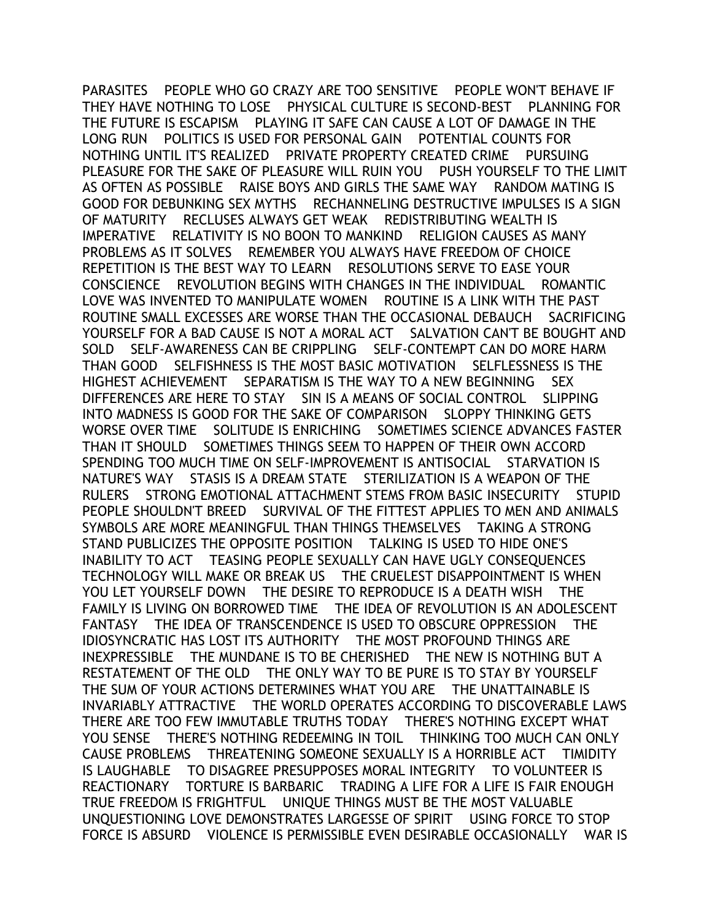PARASITES PEOPLE WHO GO CRAZY ARE TOO SENSITIVE PEOPLE WON'T BEHAVE IF THEY HAVE NOTHING TO LOSE PHYSICAL CULTURE IS SECOND-BEST PLANNING FOR THE FUTURE IS ESCAPISM PLAYING IT SAFE CAN CAUSE A LOT OF DAMAGE IN THE LONG RUN POLITICS IS USED FOR PERSONAL GAIN POTENTIAL COUNTS FOR NOTHING UNTIL IT'S REALIZED PRIVATE PROPERTY CREATED CRIME PURSUING PLEASURE FOR THE SAKE OF PLEASURE WILL RUIN YOU PUSH YOURSELF TO THE LIMIT AS OFTEN AS POSSIBLE RAISE BOYS AND GIRLS THE SAME WAY RANDOM MATING IS GOOD FOR DEBUNKING SEX MYTHS RECHANNELING DESTRUCTIVE IMPULSES IS A SIGN OF MATURITY RECLUSES ALWAYS GET WEAK REDISTRIBUTING WEALTH IS IMPERATIVE RELATIVITY IS NO BOON TO MANKIND RELIGION CAUSES AS MANY PROBLEMS AS IT SOLVES REMEMBER YOU ALWAYS HAVE FREEDOM OF CHOICE REPETITION IS THE BEST WAY TO LEARN RESOLUTIONS SERVE TO EASE YOUR CONSCIENCE REVOLUTION BEGINS WITH CHANGES IN THE INDIVIDUAL ROMANTIC LOVE WAS INVENTED TO MANIPULATE WOMEN ROUTINE IS A LINK WITH THE PAST ROUTINE SMALL EXCESSES ARE WORSE THAN THE OCCASIONAL DEBAUCH SACRIFICING YOURSELF FOR A BAD CAUSE IS NOT A MORAL ACT SALVATION CAN'T BE BOUGHT AND SOLD SELF-AWARENESS CAN BE CRIPPLING SELF-CONTEMPT CAN DO MORE HARM THAN GOOD SELFISHNESS IS THE MOST BASIC MOTIVATION SELFLESSNESS IS THE HIGHEST ACHIEVEMENT SEPARATISM IS THE WAY TO A NEW BEGINNING SEX DIFFERENCES ARE HERE TO STAY SIN IS A MEANS OF SOCIAL CONTROL SLIPPING INTO MADNESS IS GOOD FOR THE SAKE OF COMPARISON SLOPPY THINKING GETS WORSE OVER TIME SOLITUDE IS ENRICHING SOMETIMES SCIENCE ADVANCES FASTER THAN IT SHOULD SOMETIMES THINGS SEEM TO HAPPEN OF THEIR OWN ACCORD SPENDING TOO MUCH TIME ON SELF-IMPROVEMENT IS ANTISOCIAL STARVATION IS NATURE'S WAY STASIS IS A DREAM STATE STERILIZATION IS A WEAPON OF THE RULERS STRONG EMOTIONAL ATTACHMENT STEMS FROM BASIC INSECURITY STUPID PEOPLE SHOULDN'T BREED SURVIVAL OF THE FITTEST APPLIES TO MEN AND ANIMALS SYMBOLS ARE MORE MEANINGFUL THAN THINGS THEMSELVES TAKING A STRONG STAND PUBLICIZES THE OPPOSITE POSITION TALKING IS USED TO HIDE ONE'S INABILITY TO ACT TEASING PEOPLE SEXUALLY CAN HAVE UGLY CONSEQUENCES TECHNOLOGY WILL MAKE OR BREAK US THE CRUELEST DISAPPOINTMENT IS WHEN YOU LET YOURSELF DOWN THE DESIRE TO REPRODUCE IS A DEATH WISH THE FAMILY IS LIVING ON BORROWED TIME THE IDEA OF REVOLUTION IS AN ADOLESCENT FANTASY THE IDEA OF TRANSCENDENCE IS USED TO OBSCURE OPPRESSION THE IDIOSYNCRATIC HAS LOST ITS AUTHORITY THE MOST PROFOUND THINGS ARE INEXPRESSIBLE THE MUNDANE IS TO BE CHERISHED THE NEW IS NOTHING BUT A RESTATEMENT OF THE OLD THE ONLY WAY TO BE PURE IS TO STAY BY YOURSELF THE SUM OF YOUR ACTIONS DETERMINES WHAT YOU ARE THE UNATTAINABLE IS INVARIABLY ATTRACTIVE THE WORLD OPERATES ACCORDING TO DISCOVERABLE LAWS THERE ARE TOO FEW IMMUTABLE TRUTHS TODAY THERE'S NOTHING EXCEPT WHAT YOU SENSE THERE'S NOTHING REDEEMING IN TOIL THINKING TOO MUCH CAN ONLY CAUSE PROBLEMS THREATENING SOMEONE SEXUALLY IS A HORRIBLE ACT TIMIDITY IS LAUGHABLE TO DISAGREE PRESUPPOSES MORAL INTEGRITY TO VOLUNTEER IS REACTIONARY TORTURE IS BARBARIC TRADING A LIFE FOR A LIFE IS FAIR ENOUGH TRUE FREEDOM IS FRIGHTFUL UNIQUE THINGS MUST BE THE MOST VALUABLE UNQUESTIONING LOVE DEMONSTRATES LARGESSE OF SPIRIT USING FORCE TO STOP FORCE IS ABSURD VIOLENCE IS PERMISSIBLE EVEN DESIRABLE OCCASIONALLY WAR IS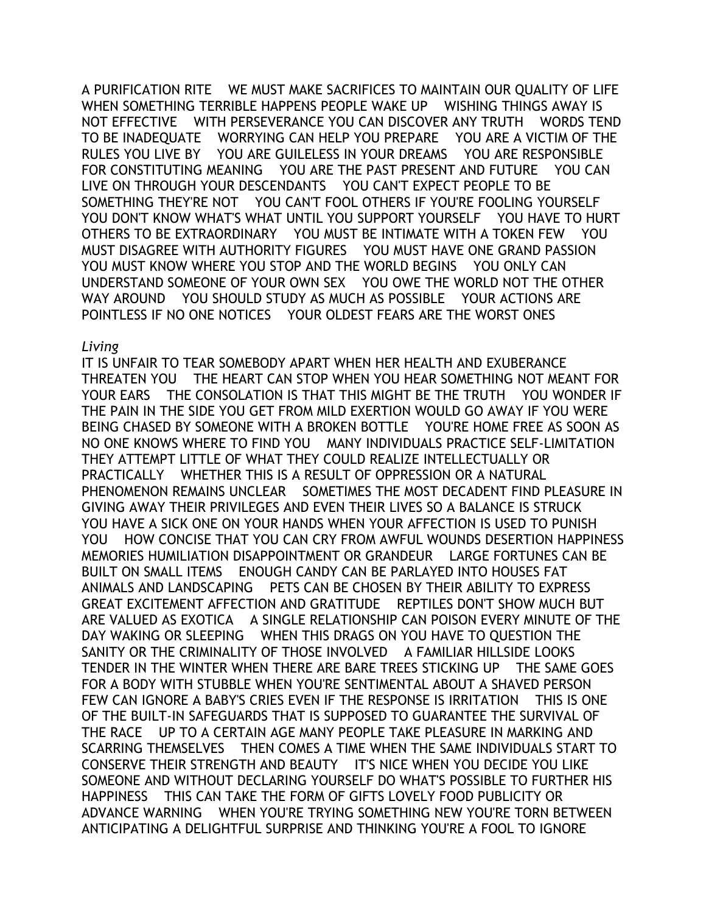A PURIFICATION RITE    WE MUST MAKE SACRIFICES TO MAINTAIN OUR QUALITY OF LIFE    WHEN SOMETHING TERRIBLE HAPPENS PEOPLE WAKE UP    WISHING THINGS AWAY IS NOT EFFECTIVE    WITH PERSEVERANCE YOU CAN DISCOVER ANY TRUTH    WORDS TEND TO BE INADEQUATE    WORRYING CAN HELP YOU PREPARE    YOU ARE A VICTIM OF THE RULES YOU LIVE BY    YOU ARE GUILELESS IN YOUR DREAMS    YOU ARE RESPONSIBLE FOR CONSTITUTING MEANING    YOU ARE THE PAST PRESENT AND FUTURE    YOU CAN LIVE ON THROUGH YOUR DESCENDANTS    YOU CAN'T EXPECT PEOPLE TO BE SOMETHING THEY'RE NOT    YOU CAN'T FOOL OTHERS IF YOU'RE FOOLING YOURSELF    YOU DON'T KNOW WHAT'S WHAT UNTIL YOU SUPPORT YOURSELF    YOU HAVE TO HURT OTHERS TO BE EXTRAORDINARY    YOU MUST BE INTIMATE WITH A TOKEN FEW    YOU MUST DISAGREE WITH AUTHORITY FIGURES    YOU MUST HAVE ONE GRAND PASSION    YOU MUST KNOW WHERE YOU STOP AND THE WORLD BEGINS    YOU ONLY CAN UNDERSTAND SOMEONE OF YOUR OWN SEX    YOU OWE THE WORLD NOT THE OTHER WAY AROUND    YOU SHOULD STUDY AS MUCH AS POSSIBLE    YOUR ACTIONS ARE POINTLESS IF NO ONE NOTICES    YOUR OLDEST FEARS ARE THE WORST ONES

*Living*

IT IS UNFAIR TO TEAR SOMEBODY APART WHEN HER HEALTH AND EXUBERANCE THREATEN YOU    THE HEART CAN STOP WHEN YOU HEAR SOMETHING NOT MEANT FOR YOUR EARS    THE CONSOLATION IS THAT THIS MIGHT BE THE TRUTH    YOU WONDER IF THE PAIN IN THE SIDE YOU GET FROM MILD EXERTION WOULD GO AWAY IF YOU WERE BEING CHASED BY SOMEONE WITH A BROKEN BOTTLE    YOU'RE HOME FREE AS SOON AS NO ONE KNOWS WHERE TO FIND YOU    MANY INDIVIDUALS PRACTICE SELF-LIMITATION    THEY ATTEMPT LITTLE OF WHAT THEY COULD REALIZE INTELLECTUALLY OR PRACTICALLY    WHETHER THIS IS A RESULT OF OPPRESSION OR A NATURAL PHENOMENON REMAINS UNCLEAR    SOMETIMES THE MOST DECADENT FIND PLEASURE IN GIVING AWAY THEIR PRIVILEGES AND EVEN THEIR LIVES SO A BALANCE IS STRUCK    YOU HAVE A SICK ONE ON YOUR HANDS WHEN YOUR AFFECTION IS USED TO PUNISH YOU    HOW CONCISE THAT YOU CAN CRY FROM AWFUL WOUNDS DESERTION HAPPINESS MEMORIES HUMILIATION DISAPPOINTMENT OR GRANDEUR    LARGE FORTUNES CAN BE BUILT ON SMALL ITEMS    ENOUGH CANDY CAN BE PARLAYED INTO HOUSES FAT ANIMALS AND LANDSCAPING    PETS CAN BE CHOSEN BY THEIR ABILITY TO EXPRESS GREAT EXCITEMENT AFFECTION AND GRATITUDE    REPTILES DON'T SHOW MUCH BUT ARE VALUED AS EXOTICA    A SINGLE RELATIONSHIP CAN POISON EVERY MINUTE OF THE DAY WAKING OR SLEEPING    WHEN THIS DRAGS ON YOU HAVE TO QUESTION THE SANITY OR THE CRIMINALITY OF THOSE INVOLVED    A FAMILIAR HILLSIDE LOOKS TENDER IN THE WINTER WHEN THERE ARE BARE TREES STICKING UP    THE SAME GOES FOR A BODY WITH STUBBLE WHEN YOU'RE SENTIMENTAL ABOUT A SHAVED PERSON    FEW CAN IGNORE A BABY'S CRIES EVEN IF THE RESPONSE IS IRRITATION    THIS IS ONE OF THE BUILT-IN SAFEGUARDS THAT IS SUPPOSED TO GUARANTEE THE SURVIVAL OF THE RACE    UP TO A CERTAIN AGE MANY PEOPLE TAKE PLEASURE IN MARKING AND SCARRING THEMSELVES    THEN COMES A TIME WHEN THE SAME INDIVIDUALS START TO CONSERVE THEIR STRENGTH AND BEAUTY    IT'S NICE WHEN YOU DECIDE YOU LIKE SOMEONE AND WITHOUT DECLARING YOURSELF DO WHAT'S POSSIBLE TO FURTHER HIS HAPPINESS    THIS CAN TAKE THE FORM OF GIFTS LOVELY FOOD PUBLICITY OR ADVANCE WARNING    WHEN YOU'RE TRYING SOMETHING NEW YOU'RE TORN BETWEEN ANTICIPATING A DELIGHTFUL SURPRISE AND THINKING YOU'RE A FOOL TO IGNORE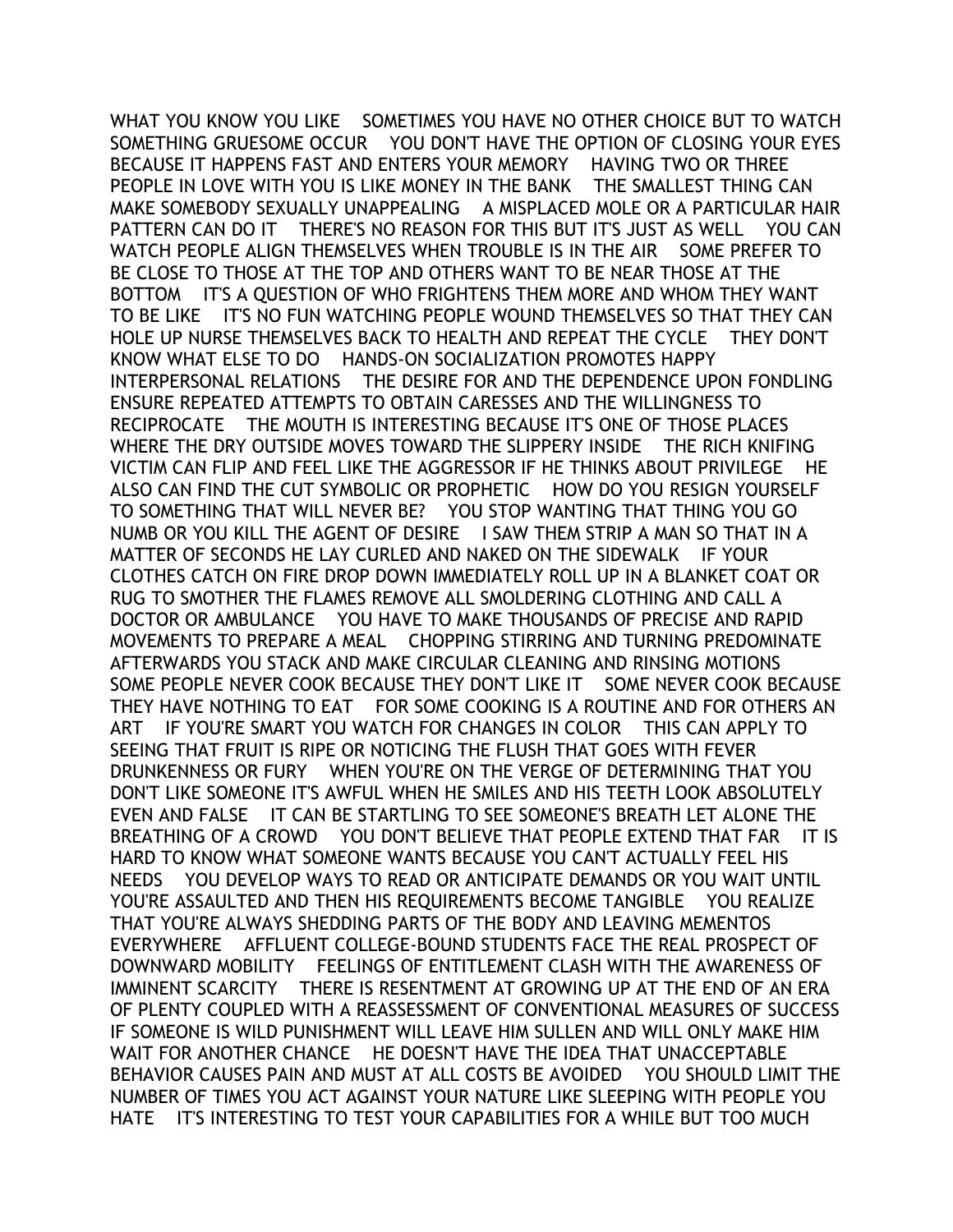WHAT YOU KNOW YOU LIKE    SOMETIMES YOU HAVE NO OTHER CHOICE BUT TO WATCH SOMETHING GRUESOME OCCUR    YOU DON'T HAVE THE OPTION OF CLOSING YOUR EYES BECAUSE IT HAPPENS FAST AND ENTERS YOUR MEMORY    HAVING TWO OR THREE PEOPLE IN LOVE WITH YOU IS LIKE MONEY IN THE BANK    THE SMALLEST THING CAN MAKE SOMEBODY SEXUALLY UNAPPEALING    A MISPLACED MOLE OR A PARTICULAR HAIR PATTERN CAN DO IT    THERE'S NO REASON FOR THIS BUT IT'S JUST AS WELL    YOU CAN WATCH PEOPLE ALIGN THEMSELVES WHEN TROUBLE IS IN THE AIR    SOME PREFER TO BE CLOSE TO THOSE AT THE TOP AND OTHERS WANT TO BE NEAR THOSE AT THE BOTTOM    IT'S A QUESTION OF WHO FRIGHTENS THEM MORE AND WHOM THEY WANT TO BE LIKE    IT'S NO FUN WATCHING PEOPLE WOUND THEMSELVES SO THAT THEY CAN HOLE UP NURSE THEMSELVES BACK TO HEALTH AND REPEAT THE CYCLE    THEY DON'T KNOW WHAT ELSE TO DO    HANDS-ON SOCIALIZATION PROMOTES HAPPY INTERPERSONAL RELATIONS    THE DESIRE FOR AND THE DEPENDENCE UPON FONDLING ENSURE REPEATED ATTEMPTS TO OBTAIN CARESSES AND THE WILLINGNESS TO RECIPROCATE    THE MOUTH IS INTERESTING BECAUSE IT'S ONE OF THOSE PLACES WHERE THE DRY OUTSIDE MOVES TOWARD THE SLIPPERY INSIDE    THE RICH KNIFING VICTIM CAN FLIP AND FEEL LIKE THE AGGRESSOR IF HE THINKS ABOUT PRIVILEGE    HE ALSO CAN FIND THE CUT SYMBOLIC OR PROPHETIC    HOW DO YOU RESIGN YOURSELF TO SOMETHING THAT WILL NEVER BE?    YOU STOP WANTING THAT THING YOU GO NUMB OR YOU KILL THE AGENT OF DESIRE    I SAW THEM STRIP A MAN SO THAT IN A MATTER OF SECONDS HE LAY CURLED AND NAKED ON THE SIDEWALK    IF YOUR CLOTHES CATCH ON FIRE DROP DOWN IMMEDIATELY ROLL UP IN A BLANKET COAT OR RUG TO SMOTHER THE FLAMES REMOVE ALL SMOLDERING CLOTHING AND CALL A DOCTOR OR AMBULANCE    YOU HAVE TO MAKE THOUSANDS OF PRECISE AND RAPID MOVEMENTS TO PREPARE A MEAL    CHOPPING STIRRING AND TURNING PREDOMINATE AFTERWARDS YOU STACK AND MAKE CIRCULAR CLEANING AND RINSING MOTIONS SOME PEOPLE NEVER COOK BECAUSE THEY DON'T LIKE IT    SOME NEVER COOK BECAUSE THEY HAVE NOTHING TO EAT    FOR SOME COOKING IS A ROUTINE AND FOR OTHERS AN ART    IF YOU'RE SMART YOU WATCH FOR CHANGES IN COLOR    THIS CAN APPLY TO SEEING THAT FRUIT IS RIPE OR NOTICING THE FLUSH THAT GOES WITH FEVER DRUNKENNESS OR FURY    WHEN YOU'RE ON THE VERGE OF DETERMINING THAT YOU DON'T LIKE SOMEONE IT'S AWFUL WHEN HE SMILES AND HIS TEETH LOOK ABSOLUTELY EVEN AND FALSE    IT CAN BE STARTLING TO SEE SOMEONE'S BREATH LET ALONE THE BREATHING OF A CROWD    YOU DON'T BELIEVE THAT PEOPLE EXTEND THAT FAR    IT IS HARD TO KNOW WHAT SOMEONE WANTS BECAUSE YOU CAN'T ACTUALLY FEEL HIS NEEDS    YOU DEVELOP WAYS TO READ OR ANTICIPATE DEMANDS OR YOU WAIT UNTIL YOU'RE ASSAULTED AND THEN HIS REQUIREMENTS BECOME TANGIBLE    YOU REALIZE THAT YOU'RE ALWAYS SHEDDING PARTS OF THE BODY AND LEAVING MEMENTOS EVERYWHERE    AFFLUENT COLLEGE-BOUND STUDENTS FACE THE REAL PROSPECT OF DOWNWARD MOBILITY    FEELINGS OF ENTITLEMENT CLASH WITH THE AWARENESS OF IMMINENT SCARCITY    THERE IS RESENTMENT AT GROWING UP AT THE END OF AN ERA OF PLENTY COUPLED WITH A REASSESSMENT OF CONVENTIONAL MEASURES OF SUCCESS IF SOMEONE IS WILD PUNISHMENT WILL LEAVE HIM SULLEN AND WILL ONLY MAKE HIM WAIT FOR ANOTHER CHANCE    HE DOESN'T HAVE THE IDEA THAT UNACCEPTABLE BEHAVIOR CAUSES PAIN AND MUST AT ALL COSTS BE AVOIDED    YOU SHOULD LIMIT THE NUMBER OF TIMES YOU ACT AGAINST YOUR NATURE LIKE SLEEPING WITH PEOPLE YOU HATE    IT'S INTERESTING TO TEST YOUR CAPABILITIES FOR A WHILE BUT TOO MUCH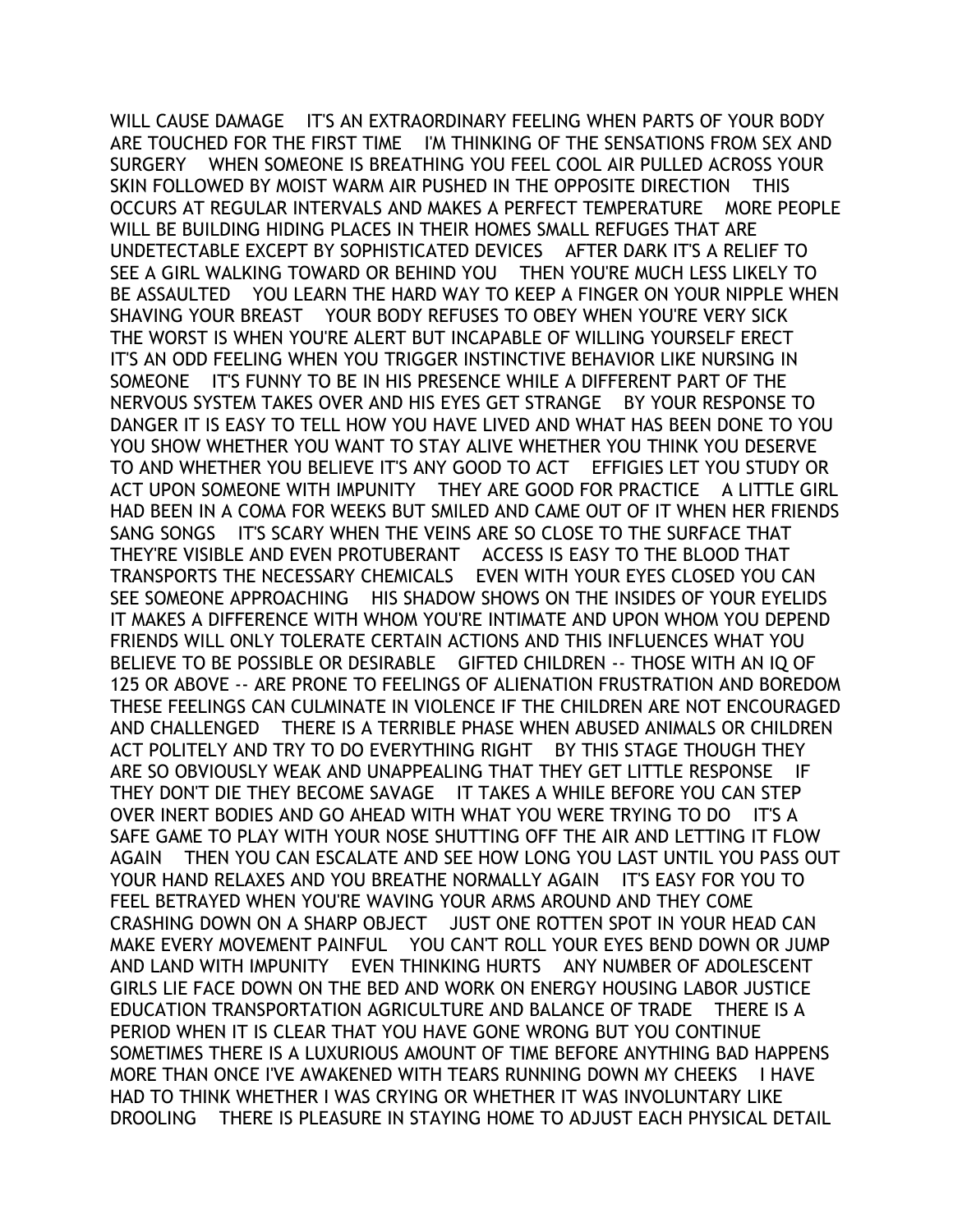WILL CAUSE DAMAGE    IT'S AN EXTRAORDINARY FEELING WHEN PARTS OF YOUR BODY ARE TOUCHED FOR THE FIRST TIME    I'M THINKING OF THE SENSATIONS FROM SEX AND SURGERY    WHEN SOMEONE IS BREATHING YOU FEEL COOL AIR PULLED ACROSS YOUR SKIN FOLLOWED BY MOIST WARM AIR PUSHED IN THE OPPOSITE DIRECTION    THIS OCCURS AT REGULAR INTERVALS AND MAKES A PERFECT TEMPERATURE    MORE PEOPLE WILL BE BUILDING HIDING PLACES IN THEIR HOMES SMALL REFUGES THAT ARE UNDETECTABLE EXCEPT BY SOPHISTICATED DEVICES    AFTER DARK IT'S A RELIEF TO SEE A GIRL WALKING TOWARD OR BEHIND YOU    THEN YOU'RE MUCH LESS LIKELY TO BE ASSAULTED    YOU LEARN THE HARD WAY TO KEEP A FINGER ON YOUR NIPPLE WHEN SHAVING YOUR BREAST    YOUR BODY REFUSES TO OBEY WHEN YOU'RE VERY SICK    THE WORST IS WHEN YOU'RE ALERT BUT INCAPABLE OF WILLING YOURSELF ERECT    IT'S AN ODD FEELING WHEN YOU TRIGGER INSTINCTIVE BEHAVIOR LIKE NURSING IN SOMEONE    IT'S FUNNY TO BE IN HIS PRESENCE WHILE A DIFFERENT PART OF THE NERVOUS SYSTEM TAKES OVER AND HIS EYES GET STRANGE    BY YOUR RESPONSE TO DANGER IT IS EASY TO TELL HOW YOU HAVE LIVED AND WHAT HAS BEEN DONE TO YOU    YOU SHOW WHETHER YOU WANT TO STAY ALIVE WHETHER YOU THINK YOU DESERVE TO AND WHETHER YOU BELIEVE IT'S ANY GOOD TO ACT    EFFIGIES LET YOU STUDY OR ACT UPON SOMEONE WITH IMPUNITY    THEY ARE GOOD FOR PRACTICE    A LITTLE GIRL HAD BEEN IN A COMA FOR WEEKS BUT SMILED AND CAME OUT OF IT WHEN HER FRIENDS SANG SONGS    IT'S SCARY WHEN THE VEINS ARE SO CLOSE TO THE SURFACE THAT THEY'RE VISIBLE AND EVEN PROTUBERANT    ACCESS IS EASY TO THE BLOOD THAT TRANSPORTS THE NECESSARY CHEMICALS    EVEN WITH YOUR EYES CLOSED YOU CAN SEE SOMEONE APPROACHING    HIS SHADOW SHOWS ON THE INSIDES OF YOUR EYELIDS    IT MAKES A DIFFERENCE WITH WHOM YOU'RE INTIMATE AND UPON WHOM YOU DEPEND    FRIENDS WILL ONLY TOLERATE CERTAIN ACTIONS AND THIS INFLUENCES WHAT YOU BELIEVE TO BE POSSIBLE OR DESIRABLE    GIFTED CHILDREN -- THOSE WITH AN IQ OF 125 OR ABOVE -- ARE PRONE TO FEELINGS OF ALIENATION FRUSTRATION AND BOREDOM    THESE FEELINGS CAN CULMINATE IN VIOLENCE IF THE CHILDREN ARE NOT ENCOURAGED AND CHALLENGED    THERE IS A TERRIBLE PHASE WHEN ABUSED ANIMALS OR CHILDREN ACT POLITELY AND TRY TO DO EVERYTHING RIGHT    BY THIS STAGE THOUGH THEY ARE SO OBVIOUSLY WEAK AND UNAPPEALING THAT THEY GET LITTLE RESPONSE    IF THEY DON'T DIE THEY BECOME SAVAGE    IT TAKES A WHILE BEFORE YOU CAN STEP OVER INERT BODIES AND GO AHEAD WITH WHAT YOU WERE TRYING TO DO    IT'S A SAFE GAME TO PLAY WITH YOUR NOSE SHUTTING OFF THE AIR AND LETTING IT FLOW AGAIN    THEN YOU CAN ESCALATE AND SEE HOW LONG YOU LAST UNTIL YOU PASS OUT    YOUR HAND RELAXES AND YOU BREATHE NORMALLY AGAIN    IT'S EASY FOR YOU TO FEEL BETRAYED WHEN YOU'RE WAVING YOUR ARMS AROUND AND THEY COME CRASHING DOWN ON A SHARP OBJECT    JUST ONE ROTTEN SPOT IN YOUR HEAD CAN MAKE EVERY MOVEMENT PAINFUL    YOU CAN'T ROLL YOUR EYES BEND DOWN OR JUMP AND LAND WITH IMPUNITY    EVEN THINKING HURTS    ANY NUMBER OF ADOLESCENT GIRLS LIE FACE DOWN ON THE BED AND WORK ON ENERGY HOUSING LABOR JUSTICE EDUCATION TRANSPORTATION AGRICULTURE AND BALANCE OF TRADE    THERE IS A PERIOD WHEN IT IS CLEAR THAT YOU HAVE GONE WRONG BUT YOU CONTINUE    SOMETIMES THERE IS A LUXURIOUS AMOUNT OF TIME BEFORE ANYTHING BAD HAPPENS    MORE THAN ONCE I'VE AWAKENED WITH TEARS RUNNING DOWN MY CHEEKS    I HAVE HAD TO THINK WHETHER I WAS CRYING OR WHETHER IT WAS INVOLUNTARY LIKE DROOLING    THERE IS PLEASURE IN STAYING HOME TO ADJUST EACH PHYSICAL DETAIL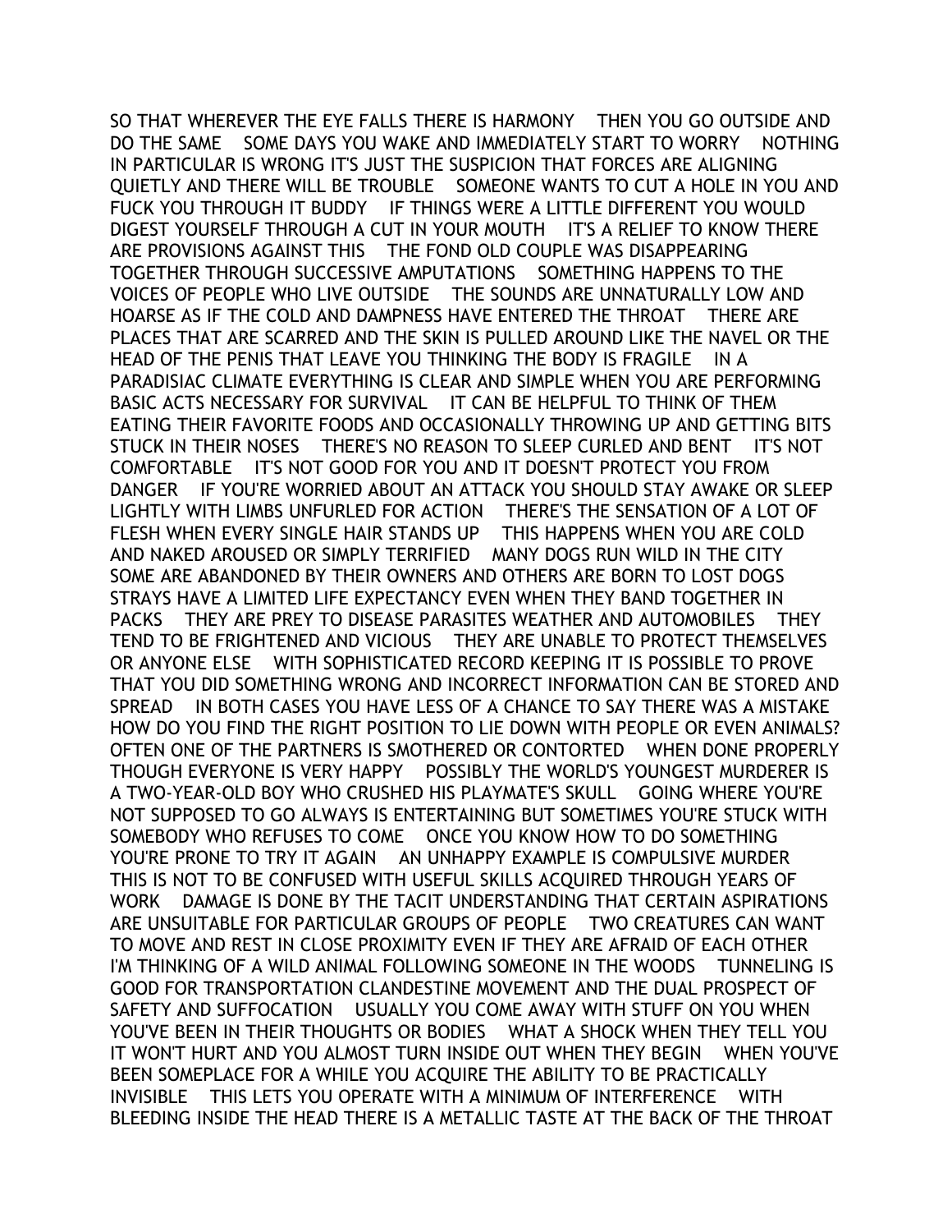SO THAT WHEREVER THE EYE FALLS THERE IS HARMONY    THEN YOU GO OUTSIDE AND DO THE SAME    SOME DAYS YOU WAKE AND IMMEDIATELY START TO WORRY    NOTHING IN PARTICULAR IS WRONG IT'S JUST THE SUSPICION THAT FORCES ARE ALIGNING QUIETLY AND THERE WILL BE TROUBLE    SOMEONE WANTS TO CUT A HOLE IN YOU AND FUCK YOU THROUGH IT BUDDY    IF THINGS WERE A LITTLE DIFFERENT YOU WOULD DIGEST YOURSELF THROUGH A CUT IN YOUR MOUTH    IT'S A RELIEF TO KNOW THERE ARE PROVISIONS AGAINST THIS    THE FOND OLD COUPLE WAS DISAPPEARING TOGETHER THROUGH SUCCESSIVE AMPUTATIONS    SOMETHING HAPPENS TO THE VOICES OF PEOPLE WHO LIVE OUTSIDE    THE SOUNDS ARE UNNATURALLY LOW AND HOARSE AS IF THE COLD AND DAMPNESS HAVE ENTERED THE THROAT    THERE ARE PLACES THAT ARE SCARRED AND THE SKIN IS PULLED AROUND LIKE THE NAVEL OR THE HEAD OF THE PENIS THAT LEAVE YOU THINKING THE BODY IS FRAGILE    IN A PARADISIAC CLIMATE EVERYTHING IS CLEAR AND SIMPLE WHEN YOU ARE PERFORMING BASIC ACTS NECESSARY FOR SURVIVAL    IT CAN BE HELPFUL TO THINK OF THEM EATING THEIR FAVORITE FOODS AND OCCASIONALLY THROWING UP AND GETTING BITS STUCK IN THEIR NOSES    THERE'S NO REASON TO SLEEP CURLED AND BENT    IT'S NOT COMFORTABLE    IT'S NOT GOOD FOR YOU AND IT DOESN'T PROTECT YOU FROM DANGER    IF YOU'RE WORRIED ABOUT AN ATTACK YOU SHOULD STAY AWAKE OR SLEEP LIGHTLY WITH LIMBS UNFURLED FOR ACTION    THERE'S THE SENSATION OF A LOT OF FLESH WHEN EVERY SINGLE HAIR STANDS UP    THIS HAPPENS WHEN YOU ARE COLD AND NAKED AROUSED OR SIMPLY TERRIFIED    MANY DOGS RUN WILD IN THE CITY SOME ARE ABANDONED BY THEIR OWNERS AND OTHERS ARE BORN TO LOST DOGS STRAYS HAVE A LIMITED LIFE EXPECTANCY EVEN WHEN THEY BAND TOGETHER IN PACKS    THEY ARE PREY TO DISEASE PARASITES WEATHER AND AUTOMOBILES    THEY TEND TO BE FRIGHTENED AND VICIOUS    THEY ARE UNABLE TO PROTECT THEMSELVES OR ANYONE ELSE    WITH SOPHISTICATED RECORD KEEPING IT IS POSSIBLE TO PROVE THAT YOU DID SOMETHING WRONG AND INCORRECT INFORMATION CAN BE STORED AND SPREAD    IN BOTH CASES YOU HAVE LESS OF A CHANCE TO SAY THERE WAS A MISTAKE HOW DO YOU FIND THE RIGHT POSITION TO LIE DOWN WITH PEOPLE OR EVEN ANIMALS? OFTEN ONE OF THE PARTNERS IS SMOTHERED OR CONTORTED    WHEN DONE PROPERLY THOUGH EVERYONE IS VERY HAPPY    POSSIBLY THE WORLD'S YOUNGEST MURDERER IS A TWO-YEAR-OLD BOY WHO CRUSHED HIS PLAYMATE'S SKULL    GOING WHERE YOU'RE NOT SUPPOSED TO GO ALWAYS IS ENTERTAINING BUT SOMETIMES YOU'RE STUCK WITH SOMEBODY WHO REFUSES TO COME    ONCE YOU KNOW HOW TO DO SOMETHING YOU'RE PRONE TO TRY IT AGAIN    AN UNHAPPY EXAMPLE IS COMPULSIVE MURDER THIS IS NOT TO BE CONFUSED WITH USEFUL SKILLS ACQUIRED THROUGH YEARS OF WORK    DAMAGE IS DONE BY THE TACIT UNDERSTANDING THAT CERTAIN ASPIRATIONS ARE UNSUITABLE FOR PARTICULAR GROUPS OF PEOPLE    TWO CREATURES CAN WANT TO MOVE AND REST IN CLOSE PROXIMITY EVEN IF THEY ARE AFRAID OF EACH OTHER I'M THINKING OF A WILD ANIMAL FOLLOWING SOMEONE IN THE WOODS    TUNNELING IS GOOD FOR TRANSPORTATION CLANDESTINE MOVEMENT AND THE DUAL PROSPECT OF SAFETY AND SUFFOCATION    USUALLY YOU COME AWAY WITH STUFF ON YOU WHEN YOU'VE BEEN IN THEIR THOUGHTS OR BODIES    WHAT A SHOCK WHEN THEY TELL YOU IT WON'T HURT AND YOU ALMOST TURN INSIDE OUT WHEN THEY BEGIN    WHEN YOU'VE BEEN SOMEPLACE FOR A WHILE YOU ACQUIRE THE ABILITY TO BE PRACTICALLY INVISIBLE    THIS LETS YOU OPERATE WITH A MINIMUM OF INTERFERENCE    WITH BLEEDING INSIDE THE HEAD THERE IS A METALLIC TASTE AT THE BACK OF THE THROAT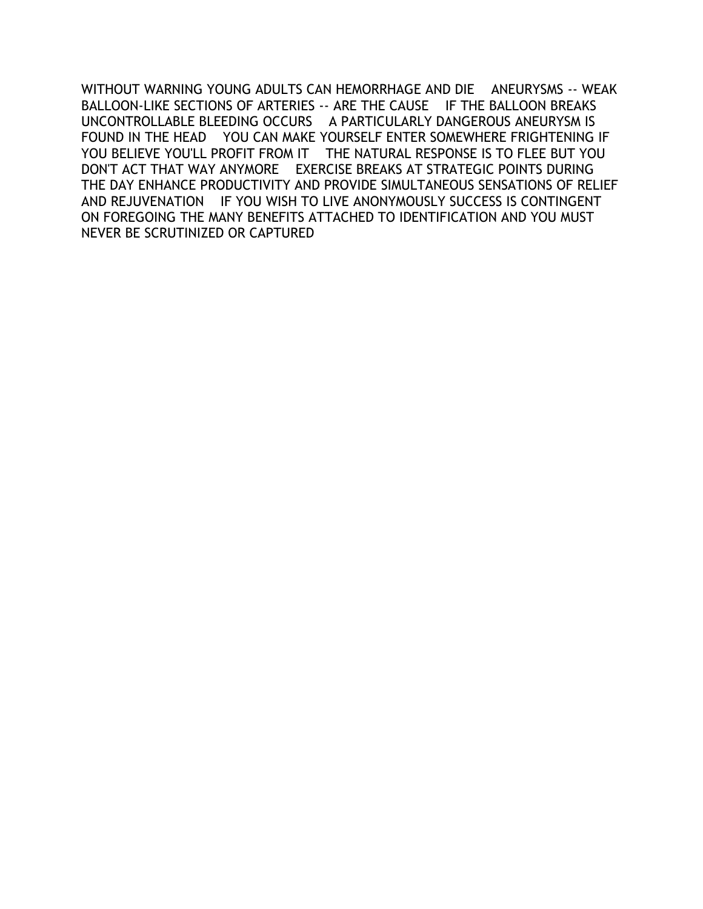WITHOUT WARNING YOUNG ADULTS CAN HEMORRHAGE AND DIE    ANEURYSMS -- WEAK BALLOON-LIKE SECTIONS OF ARTERIES -- ARE THE CAUSE    IF THE BALLOON BREAKS UNCONTROLLABLE BLEEDING OCCURS    A PARTICULARLY DANGEROUS ANEURYSM IS FOUND IN THE HEAD    YOU CAN MAKE YOURSELF ENTER SOMEWHERE FRIGHTENING IF YOU BELIEVE YOU'LL PROFIT FROM IT    THE NATURAL RESPONSE IS TO FLEE BUT YOU DON'T ACT THAT WAY ANYMORE    EXERCISE BREAKS AT STRATEGIC POINTS DURING THE DAY ENHANCE PRODUCTIVITY AND PROVIDE SIMULTANEOUS SENSATIONS OF RELIEF AND REJUVENATION    IF YOU WISH TO LIVE ANONYMOUSLY SUCCESS IS CONTINGENT ON FOREGOING THE MANY BENEFITS ATTACHED TO IDENTIFICATION AND YOU MUST NEVER BE SCRUTINIZED OR CAPTURED